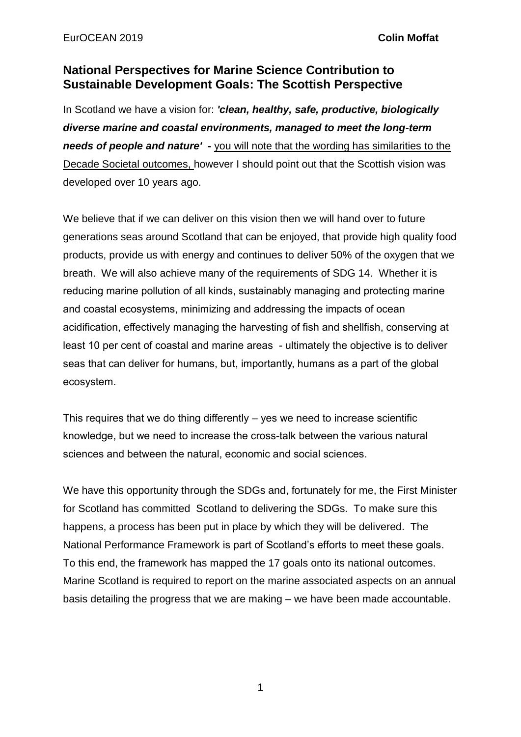## National Perspectives for Marine Science Contribution to Sustainable Development Goals: The Scottish Perspective

In Scotland we have a vision for: ***'clean, healthy, safe, productive, biologically diverse marine and coastal environments, managed to meet the long-term needs of people and nature' -*** <u>you will note that the wording has similarities to the Decade Societal outcomes,</u> however I should point out that the Scottish vision was developed over 10 years ago.

We believe that if we can deliver on this vision then we will hand over to future generations seas around Scotland that can be enjoyed, that provide high quality food products, provide us with energy and continues to deliver 50% of the oxygen that we breath. We will also achieve many of the requirements of SDG 14. Whether it is reducing marine pollution of all kinds, sustainably managing and protecting marine and coastal ecosystems, minimizing and addressing the impacts of ocean acidification, effectively managing the harvesting of fish and shellfish, conserving at least 10 per cent of coastal and marine areas - ultimately the objective is to deliver seas that can deliver for humans, but, importantly, humans as a part of the global ecosystem.

This requires that we do thing differently – yes we need to increase scientific knowledge, but we need to increase the cross-talk between the various natural sciences and between the natural, economic and social sciences.

We have this opportunity through the SDGs and, fortunately for me, the First Minister for Scotland has committed Scotland to delivering the SDGs. To make sure this happens, a process has been put in place by which they will be delivered. The National Performance Framework is part of Scotland's efforts to meet these goals. To this end, the framework has mapped the 17 goals onto its national outcomes. Marine Scotland is required to report on the marine associated aspects on an annual basis detailing the progress that we are making – we have been made accountable.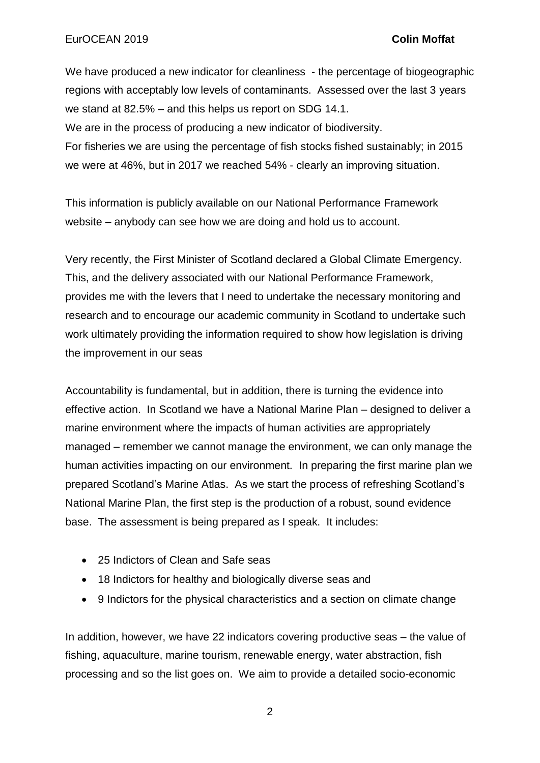We have produced a new indicator for cleanliness - the percentage of biogeographic regions with acceptably low levels of contaminants. Assessed over the last 3 years we stand at 82.5% – and this helps us report on SDG 14.1.
We are in the process of producing a new indicator of biodiversity.
For fisheries we are using the percentage of fish stocks fished sustainably; in 2015 we were at 46%, but in 2017 we reached 54% - clearly an improving situation.

This information is publicly available on our National Performance Framework website – anybody can see how we are doing and hold us to account.

Very recently, the First Minister of Scotland declared a Global Climate Emergency. This, and the delivery associated with our National Performance Framework, provides me with the levers that I need to undertake the necessary monitoring and research and to encourage our academic community in Scotland to undertake such work ultimately providing the information required to show how legislation is driving the improvement in our seas

Accountability is fundamental, but in addition, there is turning the evidence into effective action. In Scotland we have a National Marine Plan – designed to deliver a marine environment where the impacts of human activities are appropriately managed – remember we cannot manage the environment, we can only manage the human activities impacting on our environment. In preparing the first marine plan we prepared Scotland's Marine Atlas. As we start the process of refreshing Scotland's National Marine Plan, the first step is the production of a robust, sound evidence base. The assessment is being prepared as I speak. It includes:

- 25 Indictors of Clean and Safe seas
- 18 Indictors for healthy and biologically diverse seas and
- 9 Indictors for the physical characteristics and a section on climate change

In addition, however, we have 22 indicators covering productive seas – the value of fishing, aquaculture, marine tourism, renewable energy, water abstraction, fish processing and so the list goes on. We aim to provide a detailed socio-economic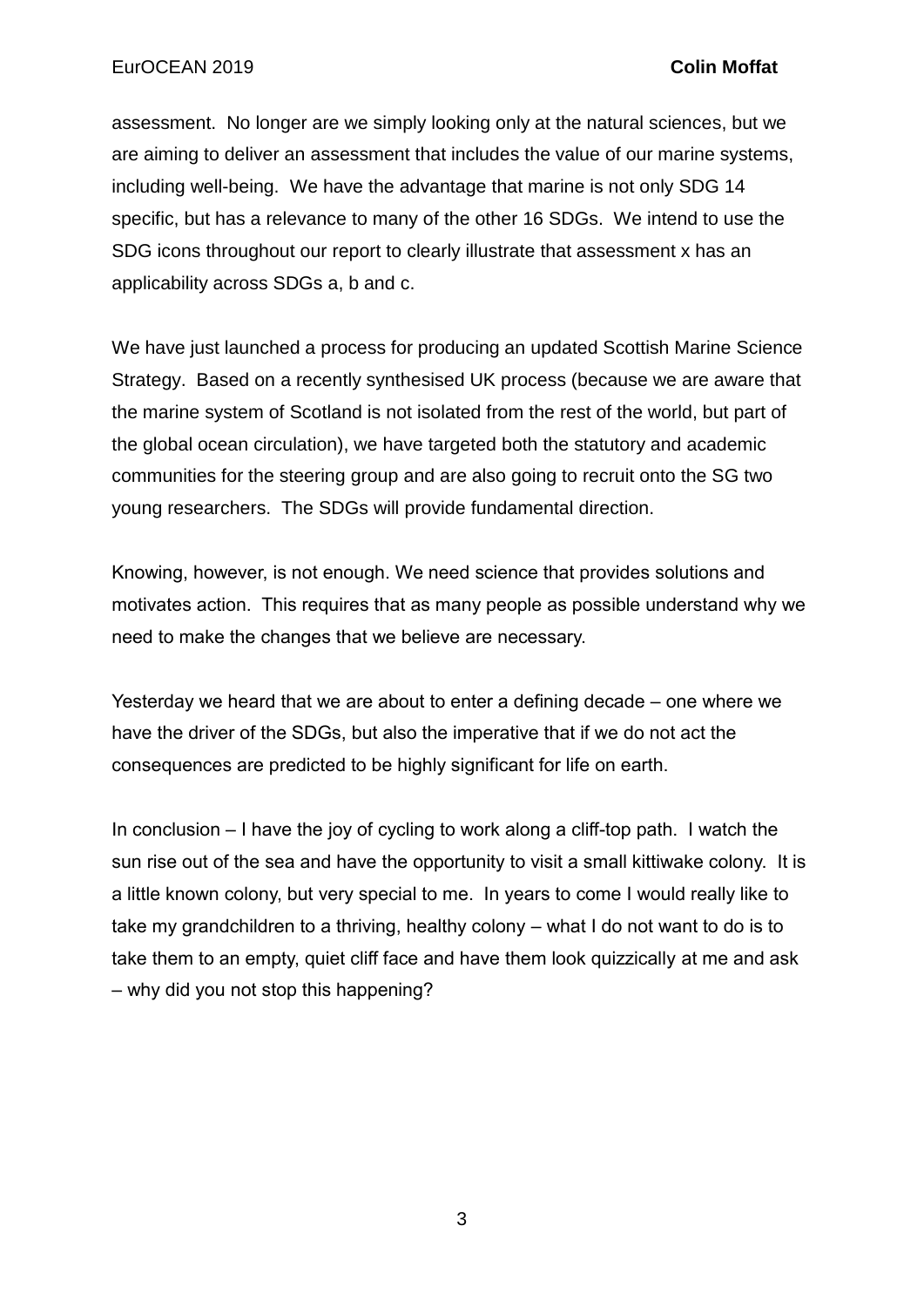assessment. No longer are we simply looking only at the natural sciences, but we are aiming to deliver an assessment that includes the value of our marine systems, including well-being. We have the advantage that marine is not only SDG 14 specific, but has a relevance to many of the other 16 SDGs. We intend to use the SDG icons throughout our report to clearly illustrate that assessment x has an applicability across SDGs a, b and c.

We have just launched a process for producing an updated Scottish Marine Science Strategy. Based on a recently synthesised UK process (because we are aware that the marine system of Scotland is not isolated from the rest of the world, but part of the global ocean circulation), we have targeted both the statutory and academic communities for the steering group and are also going to recruit onto the SG two young researchers. The SDGs will provide fundamental direction.

Knowing, however, is not enough. We need science that provides solutions and motivates action. This requires that as many people as possible understand why we need to make the changes that we believe are necessary.

Yesterday we heard that we are about to enter a defining decade – one where we have the driver of the SDGs, but also the imperative that if we do not act the consequences are predicted to be highly significant for life on earth.

In conclusion – I have the joy of cycling to work along a cliff-top path. I watch the sun rise out of the sea and have the opportunity to visit a small kittiwake colony. It is a little known colony, but very special to me. In years to come I would really like to take my grandchildren to a thriving, healthy colony – what I do not want to do is to take them to an empty, quiet cliff face and have them look quizzically at me and ask – why did you not stop this happening?